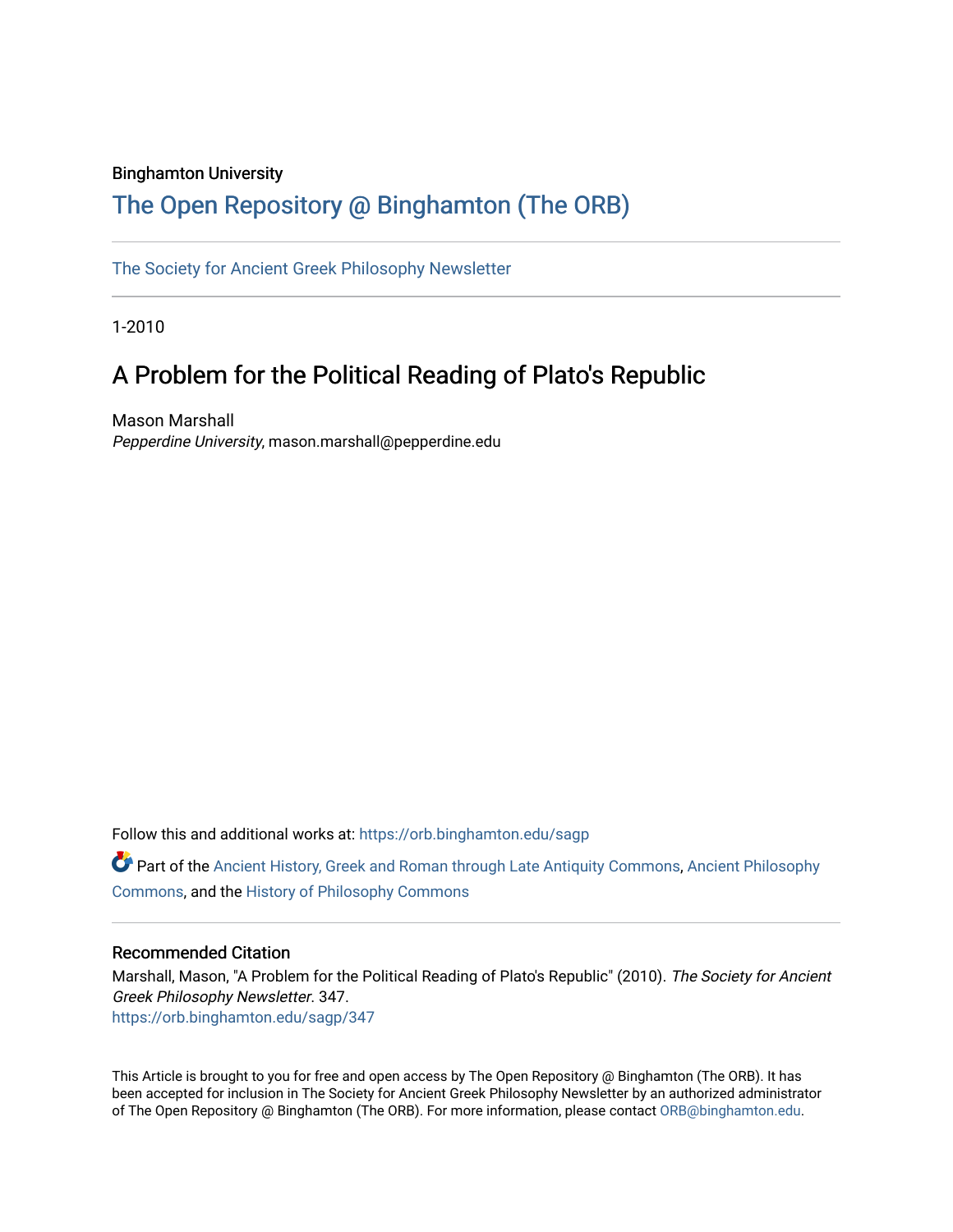Binghamton University

# The Open Repository @ Binghamton (The ORB)

The Society for Ancient Greek Philosophy Newsletter

1-2010

## A Problem for the Political Reading of Plato's Republic

Mason Marshall
*Pepperdine University*, mason.marshall@pepperdine.edu

Follow this and additional works at: https://orb.binghamton.edu/sagp

Part of the Ancient History, Greek and Roman through Late Antiquity Commons, Ancient Philosophy Commons, and the History of Philosophy Commons

### Recommended Citation

Marshall, Mason, "A Problem for the Political Reading of Plato's Republic" (2010). *The Society for Ancient Greek Philosophy Newsletter*. 347.
https://orb.binghamton.edu/sagp/347

This Article is brought to you for free and open access by The Open Repository @ Binghamton (The ORB). It has been accepted for inclusion in The Society for Ancient Greek Philosophy Newsletter by an authorized administrator of The Open Repository @ Binghamton (The ORB). For more information, please contact ORB@binghamton.edu.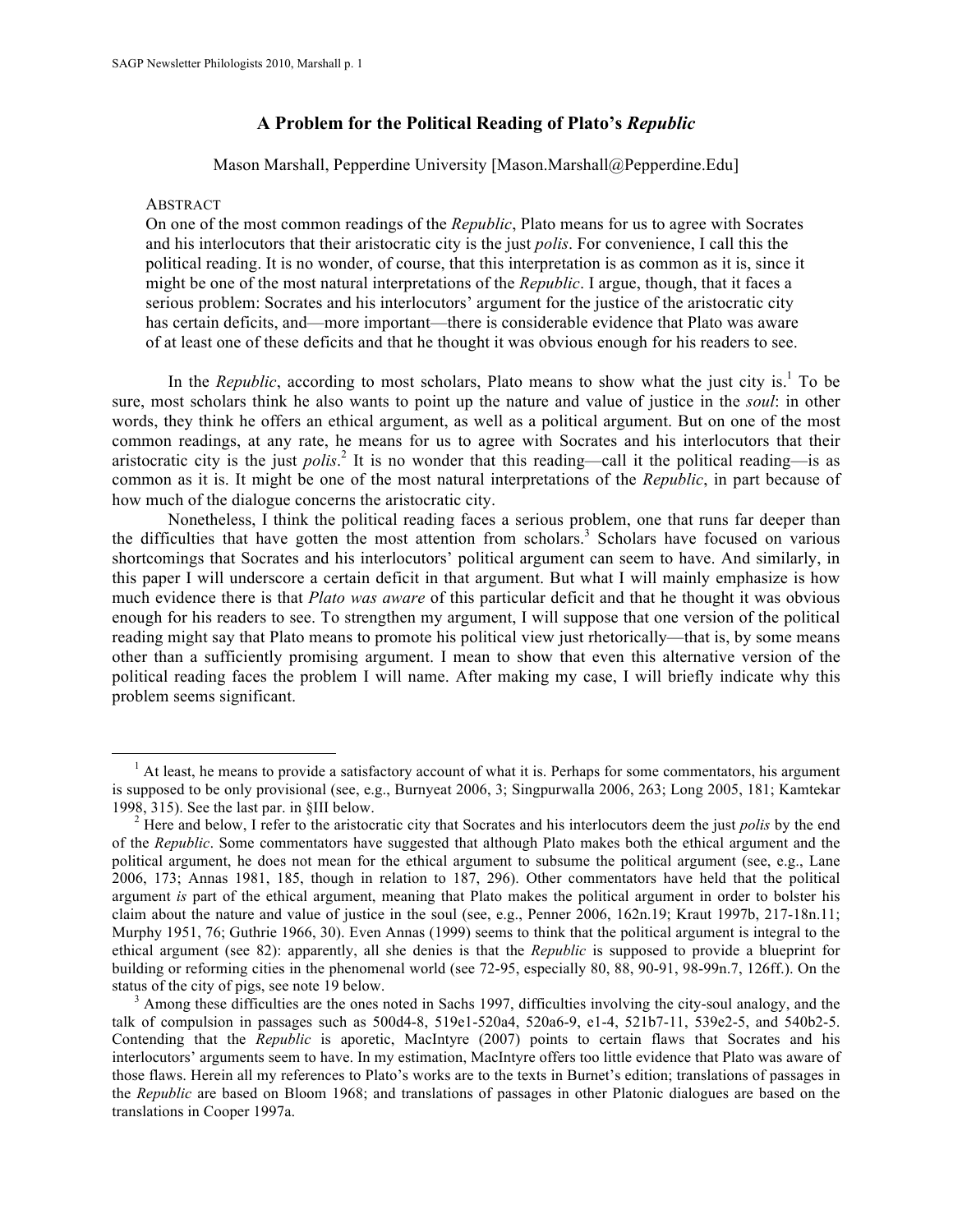# A Problem for the Political Reading of Plato's *Republic*

Mason Marshall, Pepperdine University [Mason.Marshall@Pepperdine.Edu]

ABSTRACT

On one of the most common readings of the *Republic*, Plato means for us to agree with Socrates and his interlocutors that their aristocratic city is the just *polis*. For convenience, I call this the political reading. It is no wonder, of course, that this interpretation is as common as it is, since it might be one of the most natural interpretations of the *Republic*. I argue, though, that it faces a serious problem: Socrates and his interlocutors' argument for the justice of the aristocratic city has certain deficits, and—more important—there is considerable evidence that Plato was aware of at least one of these deficits and that he thought it was obvious enough for his readers to see.

In the *Republic*, according to most scholars, Plato means to show what the just city is.[1] To be sure, most scholars think he also wants to point up the nature and value of justice in the *soul*: in other words, they think he offers an ethical argument, as well as a political argument. But on one of the most common readings, at any rate, he means for us to agree with Socrates and his interlocutors that their aristocratic city is the just *polis*.[2] It is no wonder that this reading—call it the political reading—is as common as it is. It might be one of the most natural interpretations of the *Republic*, in part because of how much of the dialogue concerns the aristocratic city.

Nonetheless, I think the political reading faces a serious problem, one that runs far deeper than the difficulties that have gotten the most attention from scholars.[3] Scholars have focused on various shortcomings that Socrates and his interlocutors' political argument can seem to have. And similarly, in this paper I will underscore a certain deficit in that argument. But what I will mainly emphasize is how much evidence there is that *Plato was aware* of this particular deficit and that he thought it was obvious enough for his readers to see. To strengthen my argument, I will suppose that one version of the political reading might say that Plato means to promote his political view just rhetorically—that is, by some means other than a sufficiently promising argument. I mean to show that even this alternative version of the political reading faces the problem I will name. After making my case, I will briefly indicate why this problem seems significant.

---

[1] At least, he means to provide a satisfactory account of what it is. Perhaps for some commentators, his argument is supposed to be only provisional (see, e.g., Burnyeat 2006, 3; Singpurwalla 2006, 263; Long 2005, 181; Kamtekar 1998, 315). See the last par. in §III below.

[2] Here and below, I refer to the aristocratic city that Socrates and his interlocutors deem the just *polis* by the end of the *Republic*. Some commentators have suggested that although Plato makes both the ethical argument and the political argument, he does not mean for the ethical argument to subsume the political argument (see, e.g., Lane 2006, 173; Annas 1981, 185, though in relation to 187, 296). Other commentators have held that the political argument *is* part of the ethical argument, meaning that Plato makes the political argument in order to bolster his claim about the nature and value of justice in the soul (see, e.g., Penner 2006, 162n.19; Kraut 1997b, 217-18n.11; Murphy 1951, 76; Guthrie 1966, 30). Even Annas (1999) seems to think that the political argument is integral to the ethical argument (see 82): apparently, all she denies is that the *Republic* is supposed to provide a blueprint for building or reforming cities in the phenomenal world (see 72-95, especially 80, 88, 90-91, 98-99n.7, 126ff.). On the status of the city of pigs, see note 19 below.

[3] Among these difficulties are the ones noted in Sachs 1997, difficulties involving the city-soul analogy, and the talk of compulsion in passages such as 500d4-8, 519e1-520a4, 520a6-9, e1-4, 521b7-11, 539e2-5, and 540b2-5. Contending that the *Republic* is aporetic, MacIntyre (2007) points to certain flaws that Socrates and his interlocutors' arguments seem to have. In my estimation, MacIntyre offers too little evidence that Plato was aware of those flaws. Herein all my references to Plato's works are to the texts in Burnet's edition; translations of passages in the *Republic* are based on Bloom 1968; and translations of passages in other Platonic dialogues are based on the translations in Cooper 1997a.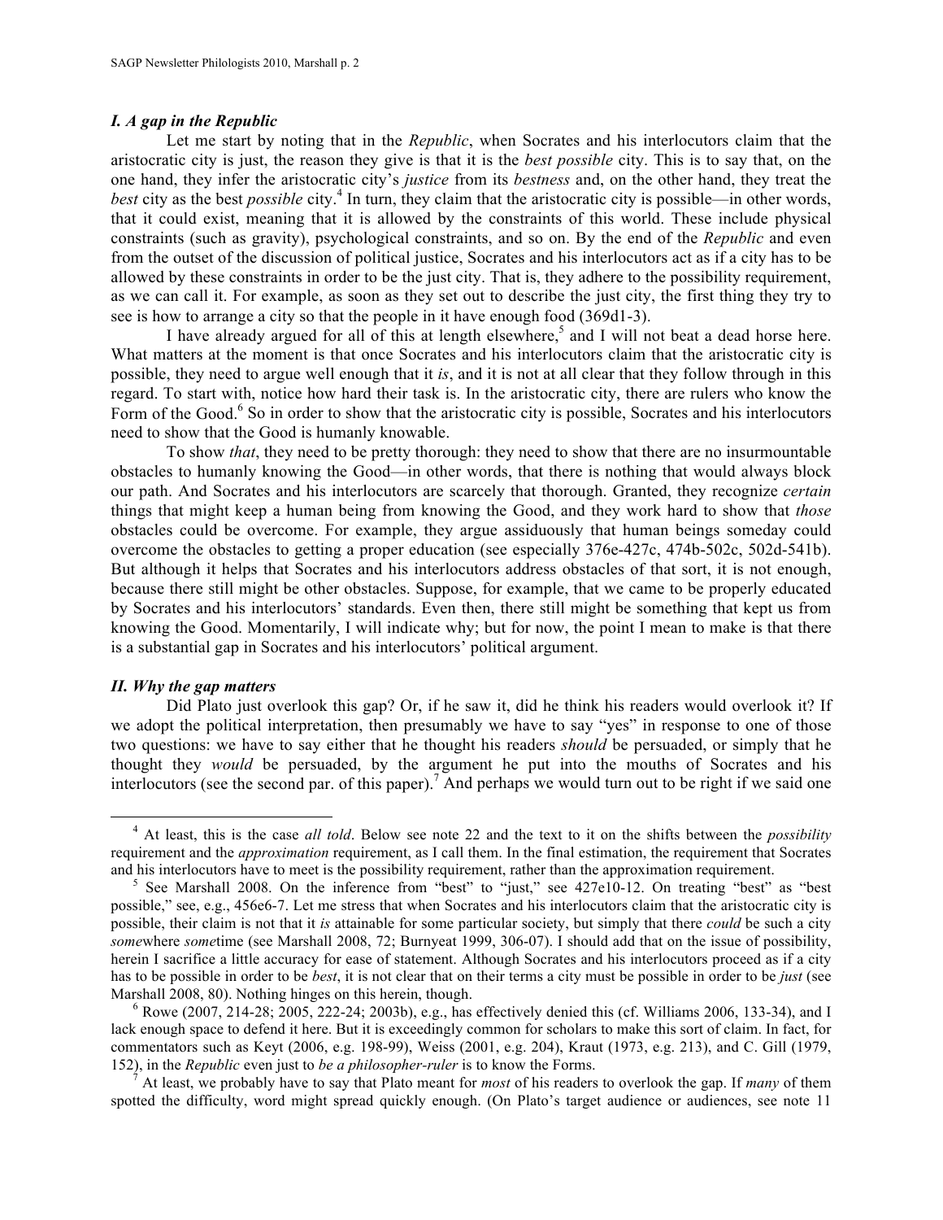### *I. A gap in the Republic*

Let me start by noting that in the *Republic*, when Socrates and his interlocutors claim that the aristocratic city is just, the reason they give is that it is the *best possible* city. This is to say that, on the one hand, they infer the aristocratic city's *justice* from its *bestness* and, on the other hand, they treat the *best* city as the best *possible* city.[4] In turn, they claim that the aristocratic city is possible—in other words, that it could exist, meaning that it is allowed by the constraints of this world. These include physical constraints (such as gravity), psychological constraints, and so on. By the end of the *Republic* and even from the outset of the discussion of political justice, Socrates and his interlocutors act as if a city has to be allowed by these constraints in order to be the just city. That is, they adhere to the possibility requirement, as we can call it. For example, as soon as they set out to describe the just city, the first thing they try to see is how to arrange a city so that the people in it have enough food (369d1-3).

I have already argued for all of this at length elsewhere,[5] and I will not beat a dead horse here. What matters at the moment is that once Socrates and his interlocutors claim that the aristocratic city is possible, they need to argue well enough that it *is*, and it is not at all clear that they follow through in this regard. To start with, notice how hard their task is. In the aristocratic city, there are rulers who know the Form of the Good.[6] So in order to show that the aristocratic city is possible, Socrates and his interlocutors need to show that the Good is humanly knowable.

To show *that*, they need to be pretty thorough: they need to show that there are no insurmountable obstacles to humanly knowing the Good—in other words, that there is nothing that would always block our path. And Socrates and his interlocutors are scarcely that thorough. Granted, they recognize *certain* things that might keep a human being from knowing the Good, and they work hard to show that *those* obstacles could be overcome. For example, they argue assiduously that human beings someday could overcome the obstacles to getting a proper education (see especially 376e-427c, 474b-502c, 502d-541b). But although it helps that Socrates and his interlocutors address obstacles of that sort, it is not enough, because there still might be other obstacles. Suppose, for example, that we came to be properly educated by Socrates and his interlocutors' standards. Even then, there still might be something that kept us from knowing the Good. Momentarily, I will indicate why; but for now, the point I mean to make is that there is a substantial gap in Socrates and his interlocutors' political argument.

### *II. Why the gap matters*

Did Plato just overlook this gap? Or, if he saw it, did he think his readers would overlook it? If we adopt the political interpretation, then presumably we have to say "yes" in response to one of those two questions: we have to say either that he thought his readers *should* be persuaded, or simply that he thought they *would* be persuaded, by the argument he put into the mouths of Socrates and his interlocutors (see the second par. of this paper).[7] And perhaps we would turn out to be right if we said one

---

[4] At least, this is the case *all told*. Below see note 22 and the text to it on the shifts between the *possibility* requirement and the *approximation* requirement, as I call them. In the final estimation, the requirement that Socrates and his interlocutors have to meet is the possibility requirement, rather than the approximation requirement.

[5] See Marshall 2008. On the inference from "best" to "just," see 427e10-12. On treating "best" as "best possible," see, e.g., 456e6-7. Let me stress that when Socrates and his interlocutors claim that the aristocratic city is possible, their claim is not that it *is* attainable for some particular society, but simply that there *could* be such a city *some*where *some*time (see Marshall 2008, 72; Burnyeat 1999, 306-07). I should add that on the issue of possibility, herein I sacrifice a little accuracy for ease of statement. Although Socrates and his interlocutors proceed as if a city has to be possible in order to be *best*, it is not clear that on their terms a city must be possible in order to be *just* (see Marshall 2008, 80). Nothing hinges on this herein, though.

[6] Rowe (2007, 214-28; 2005, 222-24; 2003b), e.g., has effectively denied this (cf. Williams 2006, 133-34), and I lack enough space to defend it here. But it is exceedingly common for scholars to make this sort of claim. In fact, for commentators such as Keyt (2006, e.g. 198-99), Weiss (2001, e.g. 204), Kraut (1973, e.g. 213), and C. Gill (1979, 152), in the *Republic* even just to *be a philosopher-ruler* is to know the Forms.

[7] At least, we probably have to say that Plato meant for *most* of his readers to overlook the gap. If *many* of them spotted the difficulty, word might spread quickly enough. (On Plato's target audience or audiences, see note 11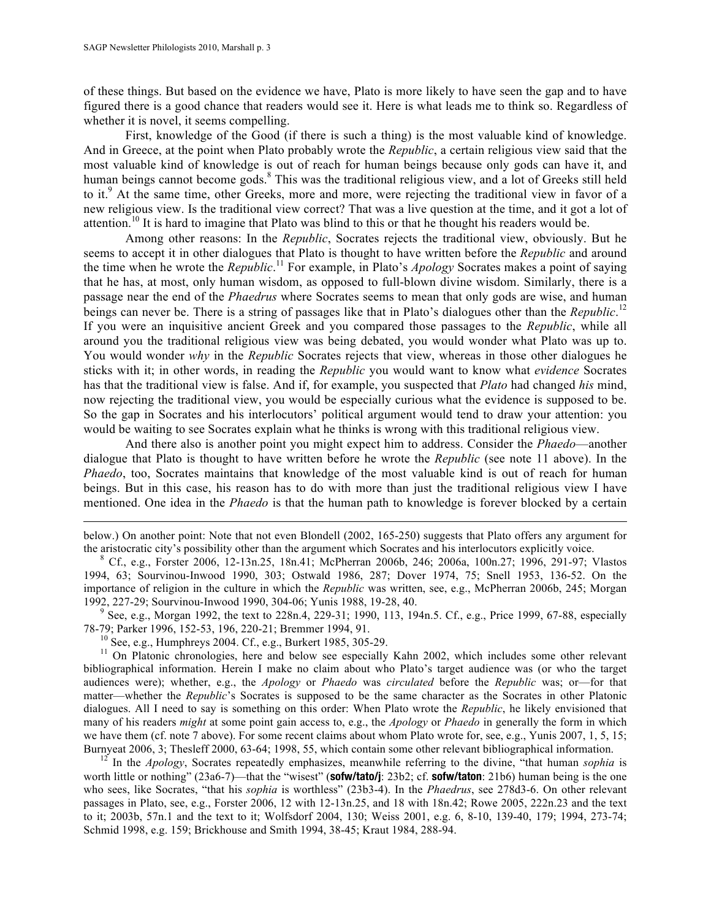of these things. But based on the evidence we have, Plato is more likely to have seen the gap and to have figured there is a good chance that readers would see it. Here is what leads me to think so. Regardless of whether it is novel, it seems compelling.

First, knowledge of the Good (if there is such a thing) is the most valuable kind of knowledge. And in Greece, at the point when Plato probably wrote the *Republic*, a certain religious view said that the most valuable kind of knowledge is out of reach for human beings because only gods can have it, and human beings cannot become gods.[8] This was the traditional religious view, and a lot of Greeks still held to it.[9] At the same time, other Greeks, more and more, were rejecting the traditional view in favor of a new religious view. Is the traditional view correct? That was a live question at the time, and it got a lot of attention.[10] It is hard to imagine that Plato was blind to this or that he thought his readers would be.

Among other reasons: In the *Republic*, Socrates rejects the traditional view, obviously. But he seems to accept it in other dialogues that Plato is thought to have written before the *Republic* and around the time when he wrote the *Republic*.[11] For example, in Plato's *Apology* Socrates makes a point of saying that he has, at most, only human wisdom, as opposed to full-blown divine wisdom. Similarly, there is a passage near the end of the *Phaedrus* where Socrates seems to mean that only gods are wise, and human beings can never be. There is a string of passages like that in Plato's dialogues other than the *Republic*.[12] If you were an inquisitive ancient Greek and you compared those passages to the *Republic*, while all around you the traditional religious view was being debated, you would wonder what Plato was up to. You would wonder *why* in the *Republic* Socrates rejects that view, whereas in those other dialogues he sticks with it; in other words, in reading the *Republic* you would want to know what *evidence* Socrates has that the traditional view is false. And if, for example, you suspected that *Plato* had changed *his* mind, now rejecting the traditional view, you would be especially curious what the evidence is supposed to be. So the gap in Socrates and his interlocutors' political argument would tend to draw your attention: you would be waiting to see Socrates explain what he thinks is wrong with this traditional religious view.

And there also is another point you might expect him to address. Consider the *Phaedo*—another dialogue that Plato is thought to have written before he wrote the *Republic* (see note 11 above). In the *Phaedo*, too, Socrates maintains that knowledge of the most valuable kind is out of reach for human beings. But in this case, his reason has to do with more than just the traditional religious view I have mentioned. One idea in the *Phaedo* is that the human path to knowledge is forever blocked by a certain

---

below.) On another point: Note that not even Blondell (2002, 165-250) suggests that Plato offers any argument for the aristocratic city's possibility other than the argument which Socrates and his interlocutors explicitly voice.

[8] Cf., e.g., Forster 2006, 12-13n.25, 18n.41; McPherran 2006b, 246; 2006a, 100n.27; 1996, 291-97; Vlastos 1994, 63; Sourvinou-Inwood 1990, 303; Ostwald 1986, 287; Dover 1974, 75; Snell 1953, 136-52. On the importance of religion in the culture in which the *Republic* was written, see, e.g., McPherran 2006b, 245; Morgan 1992, 227-29; Sourvinou-Inwood 1990, 304-06; Yunis 1988, 19-28, 40.

[9] See, e.g., Morgan 1992, the text to 228n.4, 229-31; 1990, 113, 194n.5. Cf., e.g., Price 1999, 67-88, especially 78-79; Parker 1996, 152-53, 196, 220-21; Bremmer 1994, 91.

[10] See, e.g., Humphreys 2004. Cf., e.g., Burkert 1985, 305-29.

[11] On Platonic chronologies, here and below see especially Kahn 2002, which includes some other relevant bibliographical information. Herein I make no claim about who Plato's target audience was (or who the target audiences were); whether, e.g., the *Apology* or *Phaedo* was *circulated* before the *Republic* was; or—for that matter—whether the *Republic*'s Socrates is supposed to be the same character as the Socrates in other Platonic dialogues. All I need to say is something on this order: When Plato wrote the *Republic*, he likely envisioned that many of his readers *might* at some point gain access to, e.g., the *Apology* or *Phaedo* in generally the form in which we have them (cf. note 7 above). For some recent claims about whom Plato wrote for, see, e.g., Yunis 2007, 1, 5, 15; Burnyeat 2006, 3; Thesleff 2000, 63-64; 1998, 55, which contain some other relevant bibliographical information.

[12] In the *Apology*, Socrates repeatedly emphasizes, meanwhile referring to the divine, "that human *sophia* is worth little or nothing" (23a6-7)—that the "wisest" (**sofw/tato/j**: 23b2; cf. **sofw/taton**: 21b6) human being is the one who sees, like Socrates, "that his *sophia* is worthless" (23b3-4). In the *Phaedrus*, see 278d3-6. On other relevant passages in Plato, see, e.g., Forster 2006, 12 with 12-13n.25, and 18 with 18n.42; Rowe 2005, 222n.23 and the text to it; 2003b, 57n.1 and the text to it; Wolfsdorf 2004, 130; Weiss 2001, e.g. 6, 8-10, 139-40, 179; 1994, 273-74; Schmid 1998, e.g. 159; Brickhouse and Smith 1994, 38-45; Kraut 1984, 288-94.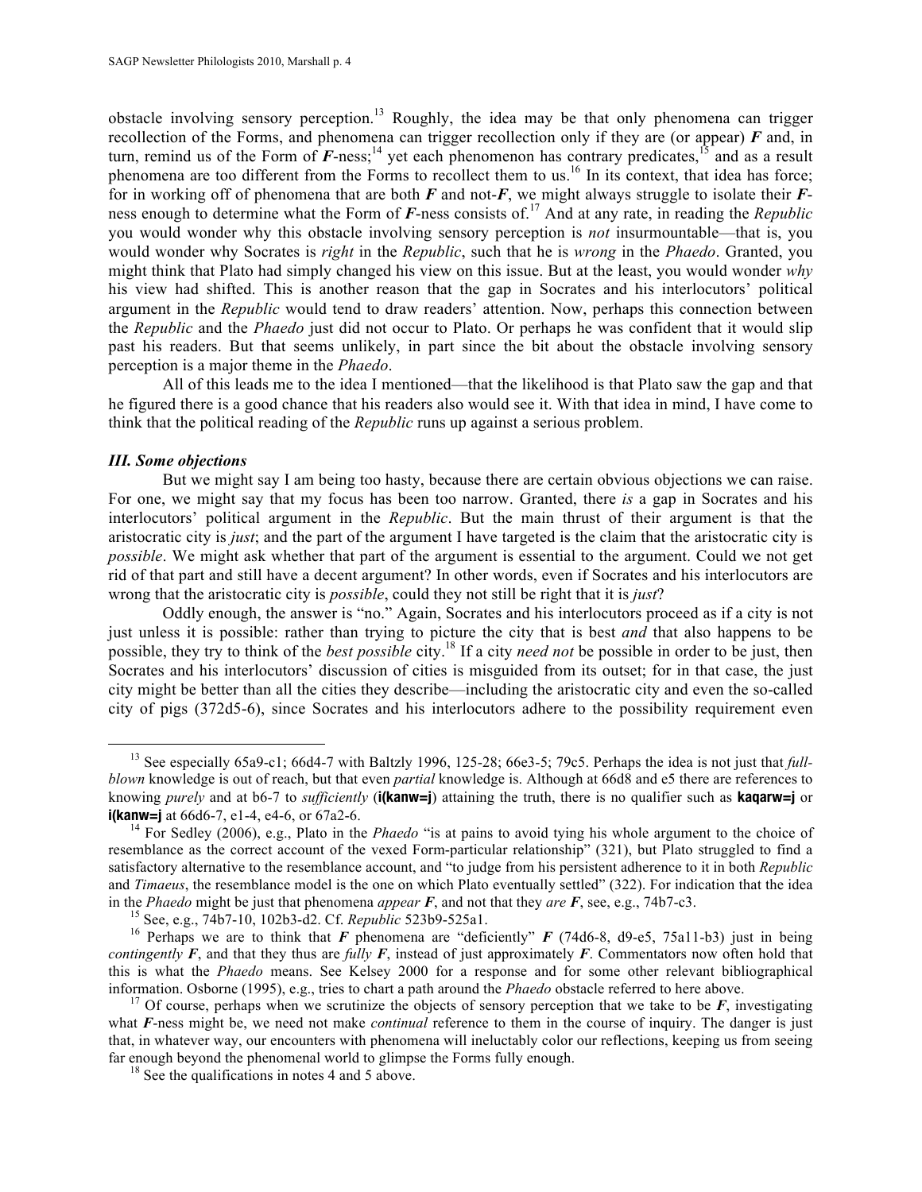obstacle involving sensory perception.[13] Roughly, the idea may be that only phenomena can trigger recollection of the Forms, and phenomena can trigger recollection only if they are (or appear) ***F*** and, in turn, remind us of the Form of ***F***-ness;[14] yet each phenomenon has contrary predicates,[15] and as a result phenomena are too different from the Forms to recollect them to us.[16] In its context, that idea has force; for in working off of phenomena that are both ***F*** and not-***F***, we might always struggle to isolate their ***F***-ness enough to determine what the Form of ***F***-ness consists of.[17] And at any rate, in reading the *Republic* you would wonder why this obstacle involving sensory perception is *not* insurmountable—that is, you would wonder why Socrates is *right* in the *Republic*, such that he is *wrong* in the *Phaedo*. Granted, you might think that Plato had simply changed his view on this issue. But at the least, you would wonder *why* his view had shifted. This is another reason that the gap in Socrates and his interlocutors' political argument in the *Republic* would tend to draw readers' attention. Now, perhaps this connection between the *Republic* and the *Phaedo* just did not occur to Plato. Or perhaps he was confident that it would slip past his readers. But that seems unlikely, in part since the bit about the obstacle involving sensory perception is a major theme in the *Phaedo*.

All of this leads me to the idea I mentioned—that the likelihood is that Plato saw the gap and that he figured there is a good chance that his readers also would see it. With that idea in mind, I have come to think that the political reading of the *Republic* runs up against a serious problem.

### *III. Some objections*

But we might say I am being too hasty, because there are certain obvious objections we can raise. For one, we might say that my focus has been too narrow. Granted, there *is* a gap in Socrates and his interlocutors' political argument in the *Republic*. But the main thrust of their argument is that the aristocratic city is *just*; and the part of the argument I have targeted is the claim that the aristocratic city is *possible*. We might ask whether that part of the argument is essential to the argument. Could we not get rid of that part and still have a decent argument? In other words, even if Socrates and his interlocutors are wrong that the aristocratic city is *possible*, could they not still be right that it is *just*?

Oddly enough, the answer is "no." Again, Socrates and his interlocutors proceed as if a city is not just unless it is possible: rather than trying to picture the city that is best *and* that also happens to be possible, they try to think of the *best possible* city.[18] If a city *need not* be possible in order to be just, then Socrates and his interlocutors' discussion of cities is misguided from its outset; for in that case, the just city might be better than all the cities they describe—including the aristocratic city and even the so-called city of pigs (372d5-6), since Socrates and his interlocutors adhere to the possibility requirement even

---

[13] See especially 65a9-c1; 66d4-7 with Baltzly 1996, 125-28; 66e3-5; 79c5. Perhaps the idea is not just that *full-blown* knowledge is out of reach, but that even *partial* knowledge is. Although at 66d8 and e5 there are references to knowing *purely* and at b6-7 to *sufficiently* (**i(kanw=j**) attaining the truth, there is no qualifier such as **kaqarw=j** or **i(kanw=j** at 66d6-7, e1-4, e4-6, or 67a2-6.

[14] For Sedley (2006), e.g., Plato in the *Phaedo* "is at pains to avoid tying his whole argument to the choice of resemblance as the correct account of the vexed Form-particular relationship" (321), but Plato struggled to find a satisfactory alternative to the resemblance account, and "to judge from his persistent adherence to it in both *Republic* and *Timaeus*, the resemblance model is the one on which Plato eventually settled" (322). For indication that the idea in the *Phaedo* might be just that phenomena *appear* ***F***, and not that they *are* ***F***, see, e.g., 74b7-c3.

[15] See, e.g., 74b7-10, 102b3-d2. Cf. *Republic* 523b9-525a1.

[16] Perhaps we are to think that ***F*** phenomena are "deficiently" ***F*** (74d6-8, d9-e5, 75a11-b3) just in being *contingently* ***F***, and that they thus are *fully* ***F***, instead of just approximately ***F***. Commentators now often hold that this is what the *Phaedo* means. See Kelsey 2000 for a response and for some other relevant bibliographical information. Osborne (1995), e.g., tries to chart a path around the *Phaedo* obstacle referred to here above.

[17] Of course, perhaps when we scrutinize the objects of sensory perception that we take to be ***F***, investigating what ***F***-ness might be, we need not make *continual* reference to them in the course of inquiry. The danger is just that, in whatever way, our encounters with phenomena will ineluctably color our reflections, keeping us from seeing far enough beyond the phenomenal world to glimpse the Forms fully enough.

[18] See the qualifications in notes 4 and 5 above.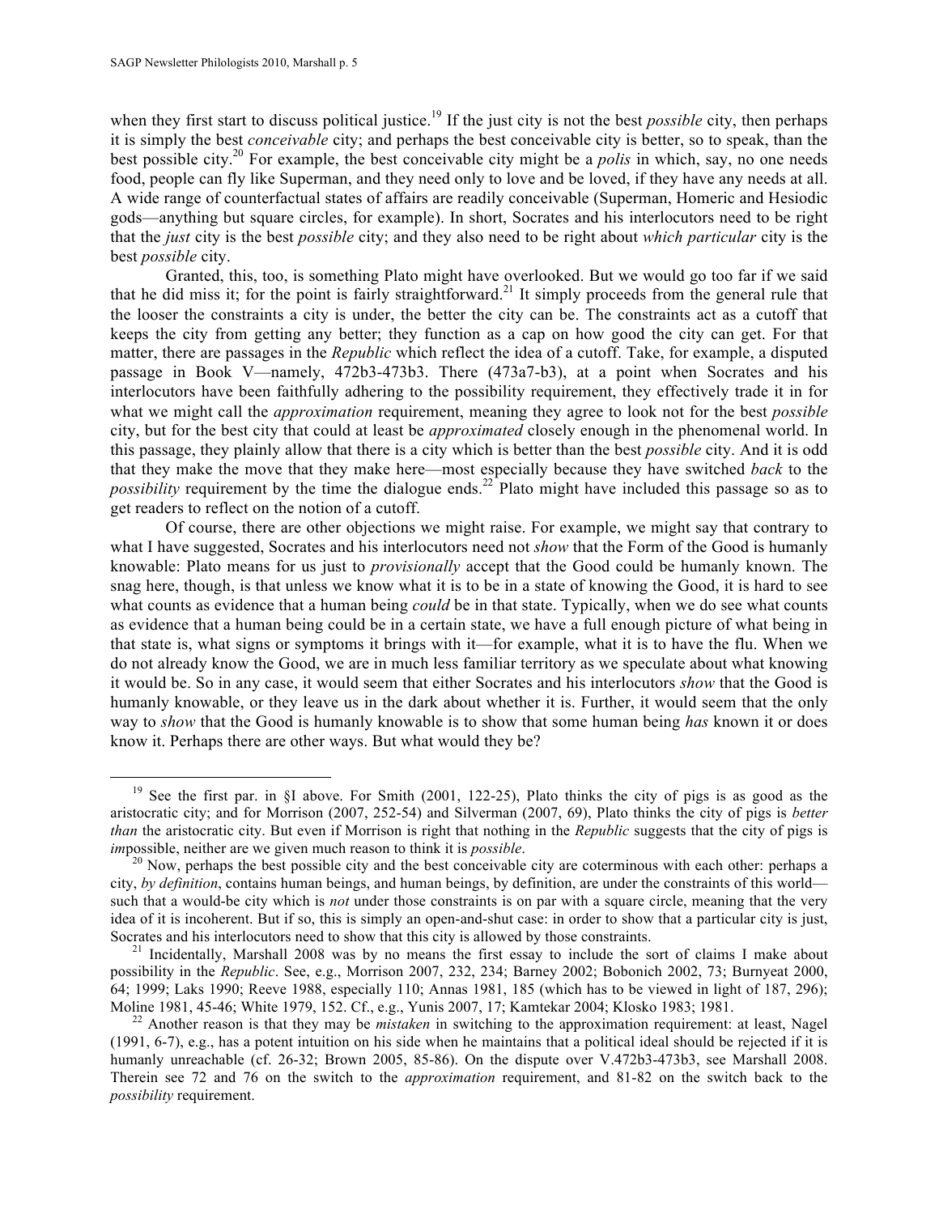when they first start to discuss political justice.[19] If the just city is not the best *possible* city, then perhaps it is simply the best *conceivable* city; and perhaps the best conceivable city is better, so to speak, than the best possible city.[20] For example, the best conceivable city might be a *polis* in which, say, no one needs food, people can fly like Superman, and they need only to love and be loved, if they have any needs at all. A wide range of counterfactual states of affairs are readily conceivable (Superman, Homeric and Hesiodic gods—anything but square circles, for example). In short, Socrates and his interlocutors need to be right that the *just* city is the best *possible* city; and they also need to be right about *which particular* city is the best *possible* city.

Granted, this, too, is something Plato might have overlooked. But we would go too far if we said that he did miss it; for the point is fairly straightforward.[21] It simply proceeds from the general rule that the looser the constraints a city is under, the better the city can be. The constraints act as a cutoff that keeps the city from getting any better; they function as a cap on how good the city can get. For that matter, there are passages in the *Republic* which reflect the idea of a cutoff. Take, for example, a disputed passage in Book V—namely, 472b3-473b3. There (473a7-b3), at a point when Socrates and his interlocutors have been faithfully adhering to the possibility requirement, they effectively trade it in for what we might call the *approximation* requirement, meaning they agree to look not for the best *possible* city, but for the best city that could at least be *approximated* closely enough in the phenomenal world. In this passage, they plainly allow that there is a city which is better than the best *possible* city. And it is odd that they make the move that they make here—most especially because they have switched *back* to the *possibility* requirement by the time the dialogue ends.[22] Plato might have included this passage so as to get readers to reflect on the notion of a cutoff.

Of course, there are other objections we might raise. For example, we might say that contrary to what I have suggested, Socrates and his interlocutors need not *show* that the Form of the Good is humanly knowable: Plato means for us just to *provisionally* accept that the Good could be humanly known. The snag here, though, is that unless we know what it is to be in a state of knowing the Good, it is hard to see what counts as evidence that a human being *could* be in that state. Typically, when we do see what counts as evidence that a human being could be in a certain state, we have a full enough picture of what being in that state is, what signs or symptoms it brings with it—for example, what it is to have the flu. When we do not already know the Good, we are in much less familiar territory as we speculate about what knowing it would be. So in any case, it would seem that either Socrates and his interlocutors *show* that the Good is humanly knowable, or they leave us in the dark about whether it is. Further, it would seem that the only way to *show* that the Good is humanly knowable is to show that some human being *has* known it or does know it. Perhaps there are other ways. But what would they be?

---

[19] See the first par. in §I above. For Smith (2001, 122-25), Plato thinks the city of pigs is as good as the aristocratic city; and for Morrison (2007, 252-54) and Silverman (2007, 69), Plato thinks the city of pigs is *better than* the aristocratic city. But even if Morrison is right that nothing in the *Republic* suggests that the city of pigs is *im*possible, neither are we given much reason to think it is *possible*.

[20] Now, perhaps the best possible city and the best conceivable city are coterminous with each other: perhaps a city, *by definition*, contains human beings, and human beings, by definition, are under the constraints of this world—such that a would-be city which is *not* under those constraints is on par with a square circle, meaning that the very idea of it is incoherent. But if so, this is simply an open-and-shut case: in order to show that a particular city is just, Socrates and his interlocutors need to show that this city is allowed by those constraints.

[21] Incidentally, Marshall 2008 was by no means the first essay to include the sort of claims I make about possibility in the *Republic*. See, e.g., Morrison 2007, 232, 234; Barney 2002; Bobonich 2002, 73; Burnyeat 2000, 64; 1999; Laks 1990; Reeve 1988, especially 110; Annas 1981, 185 (which has to be viewed in light of 187, 296); Moline 1981, 45-46; White 1979, 152. Cf., e.g., Yunis 2007, 17; Kamtekar 2004; Klosko 1983; 1981.

[22] Another reason is that they may be *mistaken* in switching to the approximation requirement: at least, Nagel (1991, 6-7), e.g., has a potent intuition on his side when he maintains that a political ideal should be rejected if it is humanly unreachable (cf. 26-32; Brown 2005, 85-86). On the dispute over V.472b3-473b3, see Marshall 2008. Therein see 72 and 76 on the switch to the *approximation* requirement, and 81-82 on the switch back to the *possibility* requirement.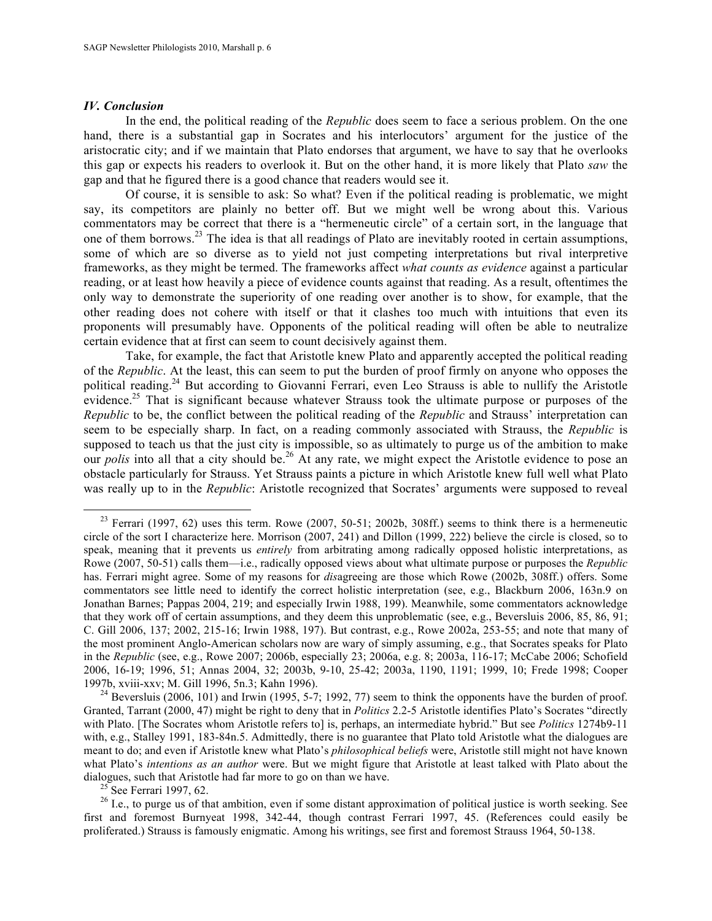### *IV. Conclusion*

In the end, the political reading of the *Republic* does seem to face a serious problem. On the one hand, there is a substantial gap in Socrates and his interlocutors' argument for the justice of the aristocratic city; and if we maintain that Plato endorses that argument, we have to say that he overlooks this gap or expects his readers to overlook it. But on the other hand, it is more likely that Plato *saw* the gap and that he figured there is a good chance that readers would see it.

Of course, it is sensible to ask: So what? Even if the political reading is problematic, we might say, its competitors are plainly no better off. But we might well be wrong about this. Various commentators may be correct that there is a "hermeneutic circle" of a certain sort, in the language that one of them borrows.[23] The idea is that all readings of Plato are inevitably rooted in certain assumptions, some of which are so diverse as to yield not just competing interpretations but rival interpretive frameworks, as they might be termed. The frameworks affect *what counts as evidence* against a particular reading, or at least how heavily a piece of evidence counts against that reading. As a result, oftentimes the only way to demonstrate the superiority of one reading over another is to show, for example, that the other reading does not cohere with itself or that it clashes too much with intuitions that even its proponents will presumably have. Opponents of the political reading will often be able to neutralize certain evidence that at first can seem to count decisively against them.

Take, for example, the fact that Aristotle knew Plato and apparently accepted the political reading of the *Republic*. At the least, this can seem to put the burden of proof firmly on anyone who opposes the political reading.[24] But according to Giovanni Ferrari, even Leo Strauss is able to nullify the Aristotle evidence.[25] That is significant because whatever Strauss took the ultimate purpose or purposes of the *Republic* to be, the conflict between the political reading of the *Republic* and Strauss' interpretation can seem to be especially sharp. In fact, on a reading commonly associated with Strauss, the *Republic* is supposed to teach us that the just city is impossible, so as ultimately to purge us of the ambition to make our *polis* into all that a city should be.[26] At any rate, we might expect the Aristotle evidence to pose an obstacle particularly for Strauss. Yet Strauss paints a picture in which Aristotle knew full well what Plato was really up to in the *Republic*: Aristotle recognized that Socrates' arguments were supposed to reveal

---

[23] Ferrari (1997, 62) uses this term. Rowe (2007, 50-51; 2002b, 308ff.) seems to think there is a hermeneutic circle of the sort I characterize here. Morrison (2007, 241) and Dillon (1999, 222) believe the circle is closed, so to speak, meaning that it prevents us *entirely* from arbitrating among radically opposed holistic interpretations, as Rowe (2007, 50-51) calls them—i.e., radically opposed views about what ultimate purpose or purposes the *Republic* has. Ferrari might agree. Some of my reasons for *dis*agreeing are those which Rowe (2002b, 308ff.) offers. Some commentators see little need to identify the correct holistic interpretation (see, e.g., Blackburn 2006, 163n.9 on Jonathan Barnes; Pappas 2004, 219; and especially Irwin 1988, 199). Meanwhile, some commentators acknowledge that they work off of certain assumptions, and they deem this unproblematic (see, e.g., Beversluis 2006, 85, 86, 91; C. Gill 2006, 137; 2002, 215-16; Irwin 1988, 197). But contrast, e.g., Rowe 2002a, 253-55; and note that many of the most prominent Anglo-American scholars now are wary of simply assuming, e.g., that Socrates speaks for Plato in the *Republic* (see, e.g., Rowe 2007; 2006b, especially 23; 2006a, e.g. 8; 2003a, 116-17; McCabe 2006; Schofield 2006, 16-19; 1996, 51; Annas 2004, 32; 2003b, 9-10, 25-42; 2003a, 1190, 1191; 1999, 10; Frede 1998; Cooper 1997b, xviii-xxv; M. Gill 1996, 5n.3; Kahn 1996).

[24] Beversluis (2006, 101) and Irwin (1995, 5-7; 1992, 77) seem to think the opponents have the burden of proof. Granted, Tarrant (2000, 47) might be right to deny that in *Politics* 2.2-5 Aristotle identifies Plato's Socrates "directly with Plato. [The Socrates whom Aristotle refers to] is, perhaps, an intermediate hybrid." But see *Politics* 1274b9-11 with, e.g., Stalley 1991, 183-84n.5. Admittedly, there is no guarantee that Plato told Aristotle what the dialogues are meant to do; and even if Aristotle knew what Plato's *philosophical beliefs* were, Aristotle still might not have known what Plato's *intentions as an author* were. But we might figure that Aristotle at least talked with Plato about the dialogues, such that Aristotle had far more to go on than we have.

[25] See Ferrari 1997, 62.

[26] I.e., to purge us of that ambition, even if some distant approximation of political justice is worth seeking. See first and foremost Burnyeat 1998, 342-44, though contrast Ferrari 1997, 45. (References could easily be proliferated.) Strauss is famously enigmatic. Among his writings, see first and foremost Strauss 1964, 50-138.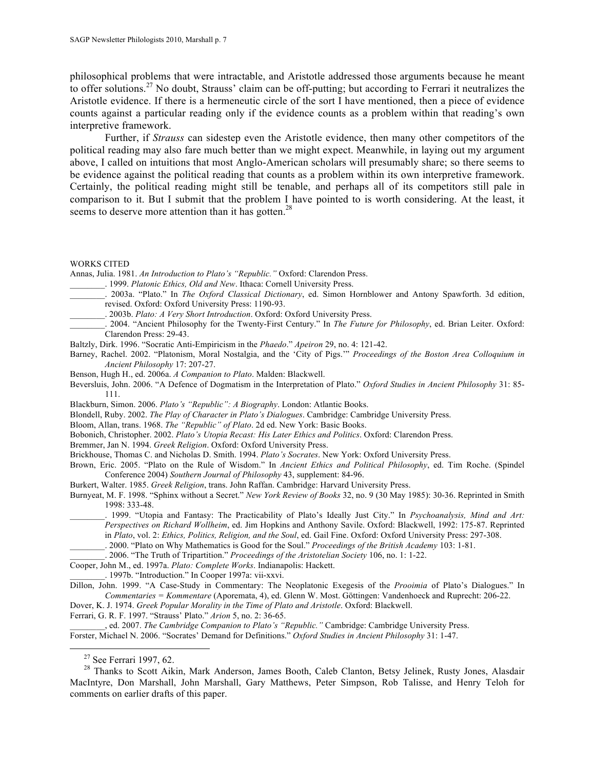philosophical problems that were intractable, and Aristotle addressed those arguments because he meant to offer solutions.[27] No doubt, Strauss' claim can be off-putting; but according to Ferrari it neutralizes the Aristotle evidence. If there is a hermeneutic circle of the sort I have mentioned, then a piece of evidence counts against a particular reading only if the evidence counts as a problem within that reading's own interpretive framework.

Further, if *Strauss* can sidestep even the Aristotle evidence, then many other competitors of the political reading may also fare much better than we might expect. Meanwhile, in laying out my argument above, I called on intuitions that most Anglo-American scholars will presumably share; so there seems to be evidence against the political reading that counts as a problem within its own interpretive framework. Certainly, the political reading might still be tenable, and perhaps all of its competitors still pale in comparison to it. But I submit that the problem I have pointed to is worth considering. At the least, it seems to deserve more attention than it has gotten.[28]

WORKS CITED

Annas, Julia. 1981. *An Introduction to Plato's "Republic."* Oxford: Clarendon Press.

________. 1999. *Platonic Ethics, Old and New*. Ithaca: Cornell University Press.

________. 2003a. "Plato." In *The Oxford Classical Dictionary*, ed. Simon Hornblower and Antony Spawforth. 3d edition, revised. Oxford: Oxford University Press: 1190-93.

________. 2003b. *Plato: A Very Short Introduction*. Oxford: Oxford University Press.

________. 2004. "Ancient Philosophy for the Twenty-First Century." In *The Future for Philosophy*, ed. Brian Leiter. Oxford: Clarendon Press: 29-43.

Baltzly, Dirk. 1996. "Socratic Anti-Empiricism in the *Phaedo*." *Apeiron* 29, no. 4: 121-42.

Barney, Rachel. 2002. "Platonism, Moral Nostalgia, and the 'City of Pigs.'" *Proceedings of the Boston Area Colloquium in Ancient Philosophy* 17: 207-27.

Benson, Hugh H., ed. 2006a. *A Companion to Plato*. Malden: Blackwell.

Beversluis, John. 2006. "A Defence of Dogmatism in the Interpretation of Plato." *Oxford Studies in Ancient Philosophy* 31: 85-111.

Blackburn, Simon. 2006. *Plato's "Republic": A Biography*. London: Atlantic Books.

Blondell, Ruby. 2002. *The Play of Character in Plato's Dialogues*. Cambridge: Cambridge University Press.

Bloom, Allan, trans. 1968. *The "Republic" of Plato*. 2d ed. New York: Basic Books.

Bobonich, Christopher. 2002. *Plato's Utopia Recast: His Later Ethics and Politics*. Oxford: Clarendon Press.

Bremmer, Jan N. 1994. *Greek Religion*. Oxford: Oxford University Press.

Brickhouse, Thomas C. and Nicholas D. Smith. 1994. *Plato's Socrates*. New York: Oxford University Press.

Brown, Eric. 2005. "Plato on the Rule of Wisdom." In *Ancient Ethics and Political Philosophy*, ed. Tim Roche. (Spindel Conference 2004) *Southern Journal of Philosophy* 43, supplement: 84-96.

Burkert, Walter. 1985. *Greek Religion*, trans. John Raffan. Cambridge: Harvard University Press.

Burnyeat, M. F. 1998. "Sphinx without a Secret." *New York Review of Books* 32, no. 9 (30 May 1985): 30-36. Reprinted in Smith 1998: 333-48.

________. 1999. "Utopia and Fantasy: The Practicability of Plato's Ideally Just City." In *Psychoanalysis, Mind and Art: Perspectives on Richard Wollheim*, ed. Jim Hopkins and Anthony Savile. Oxford: Blackwell, 1992: 175-87. Reprinted in *Plato*, vol. 2: *Ethics, Politics, Religion, and the Soul*, ed. Gail Fine. Oxford: Oxford University Press: 297-308.

________. 2000. "Plato on Why Mathematics is Good for the Soul." *Proceedings of the British Academy* 103: 1-81.

________. 2006. "The Truth of Tripartition." *Proceedings of the Aristotelian Society* 106, no. 1: 1-22.

Cooper, John M., ed. 1997a. *Plato: Complete Works*. Indianapolis: Hackett.

________. 1997b. "Introduction." In Cooper 1997a: vii-xxvi.

Dillon, John. 1999. "A Case-Study in Commentary: The Neoplatonic Exegesis of the *Prooimia* of Plato's Dialogues." In *Commentaries = Kommentare* (Aporemata, 4), ed. Glenn W. Most. Göttingen: Vandenhoeck and Ruprecht: 206-22.

Dover, K. J. 1974. *Greek Popular Morality in the Time of Plato and Aristotle*. Oxford: Blackwell.

Ferrari, G. R. F. 1997. "Strauss' Plato." *Arion* 5, no. 2: 36-65.

________, ed. 2007. *The Cambridge Companion to Plato's "Republic."* Cambridge: Cambridge University Press.

Forster, Michael N. 2006. "Socrates' Demand for Definitions." *Oxford Studies in Ancient Philosophy* 31: 1-47.

---

[27] See Ferrari 1997, 62.

[28] Thanks to Scott Aikin, Mark Anderson, James Booth, Caleb Clanton, Betsy Jelinek, Rusty Jones, Alasdair MacIntyre, Don Marshall, John Marshall, Gary Matthews, Peter Simpson, Rob Talisse, and Henry Teloh for comments on earlier drafts of this paper.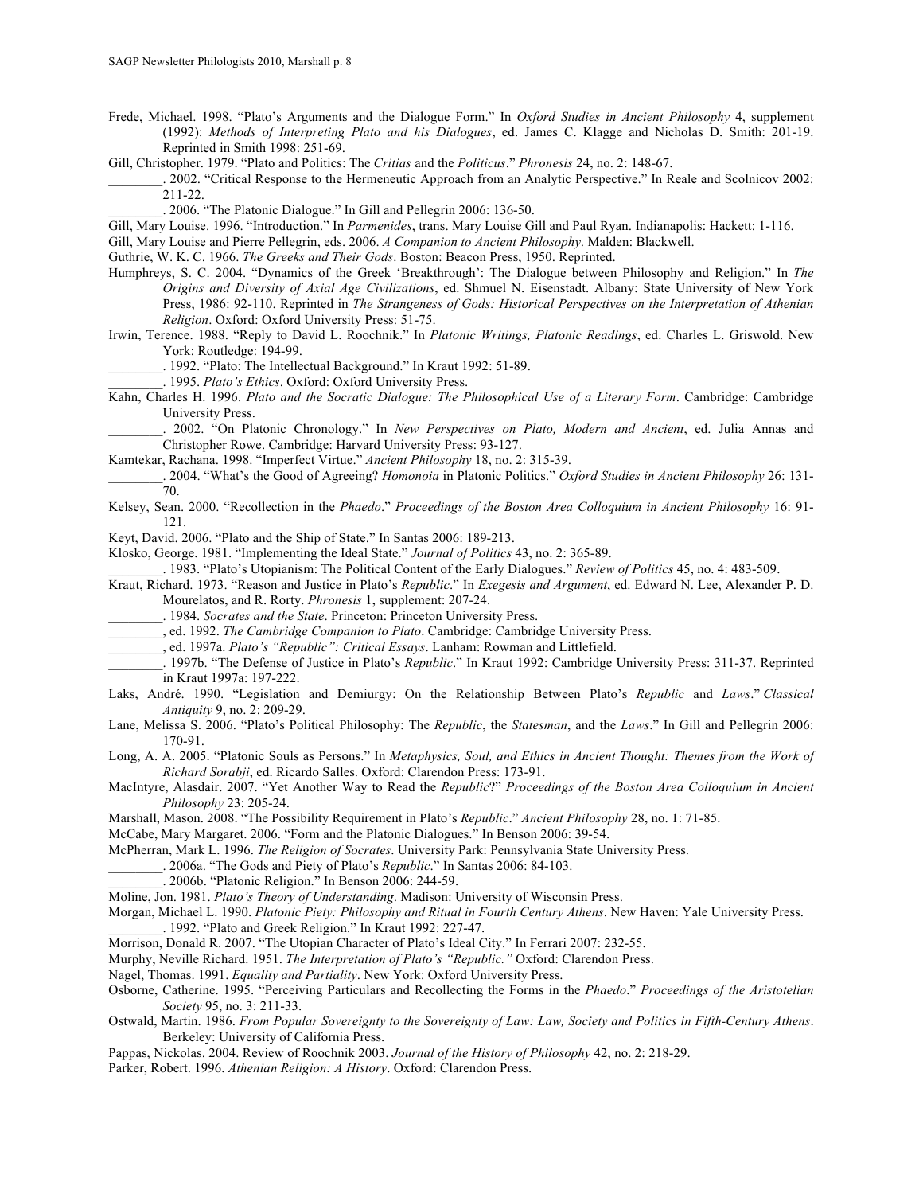Frede, Michael. 1998. "Plato's Arguments and the Dialogue Form." In *Oxford Studies in Ancient Philosophy* 4, supplement (1992): *Methods of Interpreting Plato and his Dialogues*, ed. James C. Klagge and Nicholas D. Smith: 201-19. Reprinted in Smith 1998: 251-69.

Gill, Christopher. 1979. "Plato and Politics: The *Critias* and the *Politicus*." *Phronesis* 24, no. 2: 148-67.

________. 2002. "Critical Response to the Hermeneutic Approach from an Analytic Perspective." In Reale and Scolnicov 2002: 211-22.

________. 2006. "The Platonic Dialogue." In Gill and Pellegrin 2006: 136-50.

Gill, Mary Louise. 1996. "Introduction." In *Parmenides*, trans. Mary Louise Gill and Paul Ryan. Indianapolis: Hackett: 1-116.

Gill, Mary Louise and Pierre Pellegrin, eds. 2006. *A Companion to Ancient Philosophy*. Malden: Blackwell.

Guthrie, W. K. C. 1966. *The Greeks and Their Gods*. Boston: Beacon Press, 1950. Reprinted.

Humphreys, S. C. 2004. "Dynamics of the Greek 'Breakthrough': The Dialogue between Philosophy and Religion." In *The Origins and Diversity of Axial Age Civilizations*, ed. Shmuel N. Eisenstadt. Albany: State University of New York Press, 1986: 92-110. Reprinted in *The Strangeness of Gods: Historical Perspectives on the Interpretation of Athenian Religion*. Oxford: Oxford University Press: 51-75.

Irwin, Terence. 1988. "Reply to David L. Roochnik." In *Platonic Writings, Platonic Readings*, ed. Charles L. Griswold. New York: Routledge: 194-99.

________. 1992. "Plato: The Intellectual Background." In Kraut 1992: 51-89.

________. 1995. *Plato's Ethics*. Oxford: Oxford University Press.

Kahn, Charles H. 1996. *Plato and the Socratic Dialogue: The Philosophical Use of a Literary Form*. Cambridge: Cambridge University Press.

________. 2002. "On Platonic Chronology." In *New Perspectives on Plato, Modern and Ancient*, ed. Julia Annas and Christopher Rowe. Cambridge: Harvard University Press: 93-127.

Kamtekar, Rachana. 1998. "Imperfect Virtue." *Ancient Philosophy* 18, no. 2: 315-39.

________. 2004. "What's the Good of Agreeing? *Homonoia* in Platonic Politics." *Oxford Studies in Ancient Philosophy* 26: 131-70.

Kelsey, Sean. 2000. "Recollection in the *Phaedo*." *Proceedings of the Boston Area Colloquium in Ancient Philosophy* 16: 91-121.

Keyt, David. 2006. "Plato and the Ship of State." In Santas 2006: 189-213.

Klosko, George. 1981. "Implementing the Ideal State." *Journal of Politics* 43, no. 2: 365-89.

________. 1983. "Plato's Utopianism: The Political Content of the Early Dialogues." *Review of Politics* 45, no. 4: 483-509.

Kraut, Richard. 1973. "Reason and Justice in Plato's *Republic*." In *Exegesis and Argument*, ed. Edward N. Lee, Alexander P. D. Mourelatos, and R. Rorty. *Phronesis* 1, supplement: 207-24.

________. 1984. *Socrates and the State*. Princeton: Princeton University Press.

________, ed. 1992. *The Cambridge Companion to Plato*. Cambridge: Cambridge University Press.

________, ed. 1997a. *Plato's "Republic": Critical Essays*. Lanham: Rowman and Littlefield.

________. 1997b. "The Defense of Justice in Plato's *Republic*." In Kraut 1992: Cambridge University Press: 311-37. Reprinted in Kraut 1997a: 197-222.

Laks, André. 1990. "Legislation and Demiurgy: On the Relationship Between Plato's *Republic* and *Laws*." *Classical Antiquity* 9, no. 2: 209-29.

Lane, Melissa S. 2006. "Plato's Political Philosophy: The *Republic*, the *Statesman*, and the *Laws*." In Gill and Pellegrin 2006: 170-91.

Long, A. A. 2005. "Platonic Souls as Persons." In *Metaphysics, Soul, and Ethics in Ancient Thought: Themes from the Work of Richard Sorabji*, ed. Ricardo Salles. Oxford: Clarendon Press: 173-91.

MacIntyre, Alasdair. 2007. "Yet Another Way to Read the *Republic*?" *Proceedings of the Boston Area Colloquium in Ancient Philosophy* 23: 205-24.

Marshall, Mason. 2008. "The Possibility Requirement in Plato's *Republic*." *Ancient Philosophy* 28, no. 1: 71-85.

McCabe, Mary Margaret. 2006. "Form and the Platonic Dialogues." In Benson 2006: 39-54.

McPherran, Mark L. 1996. *The Religion of Socrates*. University Park: Pennsylvania State University Press.

________. 2006a. "The Gods and Piety of Plato's *Republic*." In Santas 2006: 84-103.

________. 2006b. "Platonic Religion." In Benson 2006: 244-59.

Moline, Jon. 1981. *Plato's Theory of Understanding*. Madison: University of Wisconsin Press.

Morgan, Michael L. 1990. *Platonic Piety: Philosophy and Ritual in Fourth Century Athens*. New Haven: Yale University Press.

________. 1992. "Plato and Greek Religion." In Kraut 1992: 227-47.

Morrison, Donald R. 2007. "The Utopian Character of Plato's Ideal City." In Ferrari 2007: 232-55.

Murphy, Neville Richard. 1951. *The Interpretation of Plato's "Republic."* Oxford: Clarendon Press.

Nagel, Thomas. 1991. *Equality and Partiality*. New York: Oxford University Press.

Osborne, Catherine. 1995. "Perceiving Particulars and Recollecting the Forms in the *Phaedo*." *Proceedings of the Aristotelian Society* 95, no. 3: 211-33.

Ostwald, Martin. 1986. *From Popular Sovereignty to the Sovereignty of Law: Law, Society and Politics in Fifth-Century Athens*. Berkeley: University of California Press.

Pappas, Nickolas. 2004. Review of Roochnik 2003. *Journal of the History of Philosophy* 42, no. 2: 218-29.

Parker, Robert. 1996. *Athenian Religion: A History*. Oxford: Clarendon Press.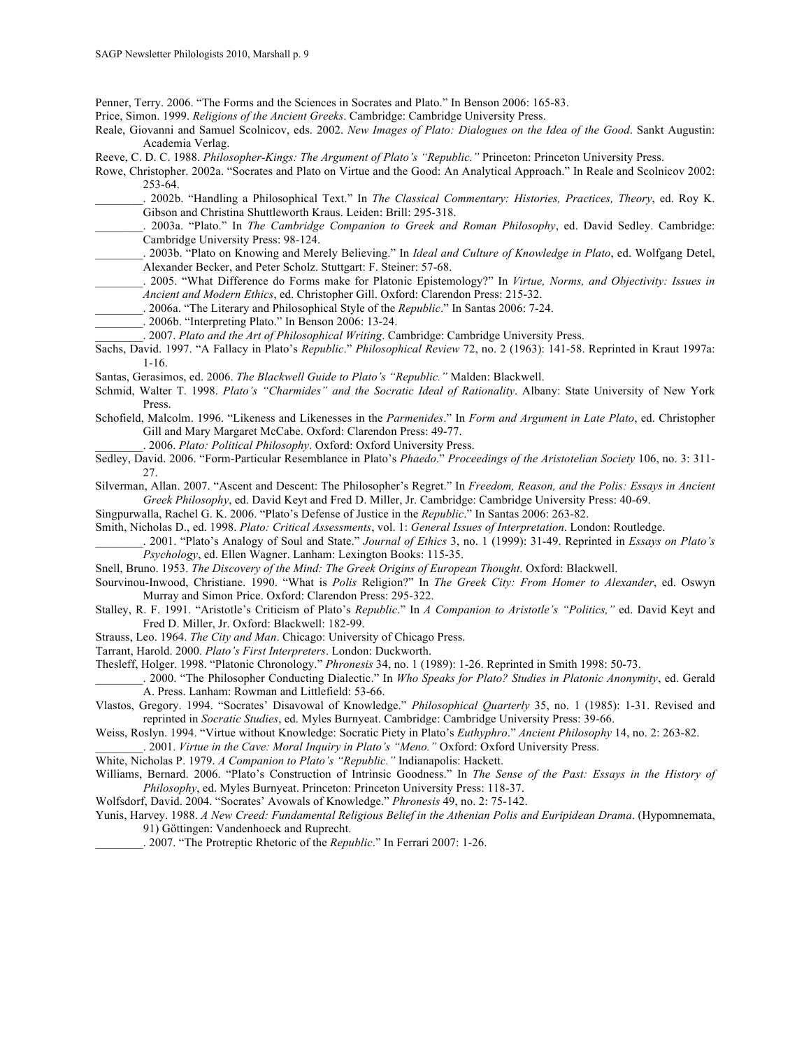Penner, Terry. 2006. "The Forms and the Sciences in Socrates and Plato." In Benson 2006: 165-83.

Price, Simon. 1999. *Religions of the Ancient Greeks*. Cambridge: Cambridge University Press.

Reale, Giovanni and Samuel Scolnicov, eds. 2002. *New Images of Plato: Dialogues on the Idea of the Good*. Sankt Augustin: Academia Verlag.

Reeve, C. D. C. 1988. *Philosopher-Kings: The Argument of Plato's "Republic."* Princeton: Princeton University Press.

Rowe, Christopher. 2002a. "Socrates and Plato on Virtue and the Good: An Analytical Approach." In Reale and Scolnicov 2002: 253-64.

________. 2002b. "Handling a Philosophical Text." In *The Classical Commentary: Histories, Practices, Theory*, ed. Roy K. Gibson and Christina Shuttleworth Kraus. Leiden: Brill: 295-318.

________. 2003a. "Plato." In *The Cambridge Companion to Greek and Roman Philosophy*, ed. David Sedley. Cambridge: Cambridge University Press: 98-124.

________. 2003b. "Plato on Knowing and Merely Believing." In *Ideal and Culture of Knowledge in Plato*, ed. Wolfgang Detel, Alexander Becker, and Peter Scholz. Stuttgart: F. Steiner: 57-68.

________. 2005. "What Difference do Forms make for Platonic Epistemology?" In *Virtue, Norms, and Objectivity: Issues in Ancient and Modern Ethics*, ed. Christopher Gill. Oxford: Clarendon Press: 215-32.

________. 2006a. "The Literary and Philosophical Style of the *Republic*." In Santas 2006: 7-24.

________. 2006b. "Interpreting Plato." In Benson 2006: 13-24.

________. 2007. *Plato and the Art of Philosophical Writing*. Cambridge: Cambridge University Press.

Sachs, David. 1997. "A Fallacy in Plato's *Republic*." *Philosophical Review* 72, no. 2 (1963): 141-58. Reprinted in Kraut 1997a: 1-16.

Santas, Gerasimos, ed. 2006. *The Blackwell Guide to Plato's "Republic."* Malden: Blackwell.

Schmid, Walter T. 1998. *Plato's "Charmides" and the Socratic Ideal of Rationality*. Albany: State University of New York Press.

Schofield, Malcolm. 1996. "Likeness and Likenesses in the *Parmenides*." In *Form and Argument in Late Plato*, ed. Christopher Gill and Mary Margaret McCabe. Oxford: Clarendon Press: 49-77.

________. 2006. *Plato: Political Philosophy*. Oxford: Oxford University Press.

Sedley, David. 2006. "Form-Particular Resemblance in Plato's *Phaedo*." *Proceedings of the Aristotelian Society* 106, no. 3: 311-27.

Silverman, Allan. 2007. "Ascent and Descent: The Philosopher's Regret." In *Freedom, Reason, and the Polis: Essays in Ancient Greek Philosophy*, ed. David Keyt and Fred D. Miller, Jr. Cambridge: Cambridge University Press: 40-69.

Singpurwalla, Rachel G. K. 2006. "Plato's Defense of Justice in the *Republic*." In Santas 2006: 263-82.

Smith, Nicholas D., ed. 1998. *Plato: Critical Assessments*, vol. 1: *General Issues of Interpretation*. London: Routledge.

________. 2001. "Plato's Analogy of Soul and State." *Journal of Ethics* 3, no. 1 (1999): 31-49. Reprinted in *Essays on Plato's Psychology*, ed. Ellen Wagner. Lanham: Lexington Books: 115-35.

Snell, Bruno. 1953. *The Discovery of the Mind: The Greek Origins of European Thought*. Oxford: Blackwell.

Sourvinou-Inwood, Christiane. 1990. "What is *Polis* Religion?" In *The Greek City: From Homer to Alexander*, ed. Oswyn Murray and Simon Price. Oxford: Clarendon Press: 295-322.

Stalley, R. F. 1991. "Aristotle's Criticism of Plato's *Republic*." In *A Companion to Aristotle's "Politics,"* ed. David Keyt and Fred D. Miller, Jr. Oxford: Blackwell: 182-99.

Strauss, Leo. 1964. *The City and Man*. Chicago: University of Chicago Press.

Tarrant, Harold. 2000. *Plato's First Interpreters*. London: Duckworth.

Thesleff, Holger. 1998. "Platonic Chronology." *Phronesis* 34, no. 1 (1989): 1-26. Reprinted in Smith 1998: 50-73.

________. 2000. "The Philosopher Conducting Dialectic." In *Who Speaks for Plato? Studies in Platonic Anonymity*, ed. Gerald A. Press. Lanham: Rowman and Littlefield: 53-66.

Vlastos, Gregory. 1994. "Socrates' Disavowal of Knowledge." *Philosophical Quarterly* 35, no. 1 (1985): 1-31. Revised and reprinted in *Socratic Studies*, ed. Myles Burnyeat. Cambridge: Cambridge University Press: 39-66.

Weiss, Roslyn. 1994. "Virtue without Knowledge: Socratic Piety in Plato's *Euthyphro*." *Ancient Philosophy* 14, no. 2: 263-82.

________. 2001. *Virtue in the Cave: Moral Inquiry in Plato's "Meno."* Oxford: Oxford University Press.

White, Nicholas P. 1979. *A Companion to Plato's "Republic."* Indianapolis: Hackett.

Williams, Bernard. 2006. "Plato's Construction of Intrinsic Goodness." In *The Sense of the Past: Essays in the History of Philosophy*, ed. Myles Burnyeat. Princeton: Princeton University Press: 118-37.

Wolfsdorf, David. 2004. "Socrates' Avowals of Knowledge." *Phronesis* 49, no. 2: 75-142.

Yunis, Harvey. 1988. *A New Creed: Fundamental Religious Belief in the Athenian Polis and Euripidean Drama*. (Hypomnemata, 91) Göttingen: Vandenhoeck and Ruprecht.

________. 2007. "The Protreptic Rhetoric of the *Republic*." In Ferrari 2007: 1-26.